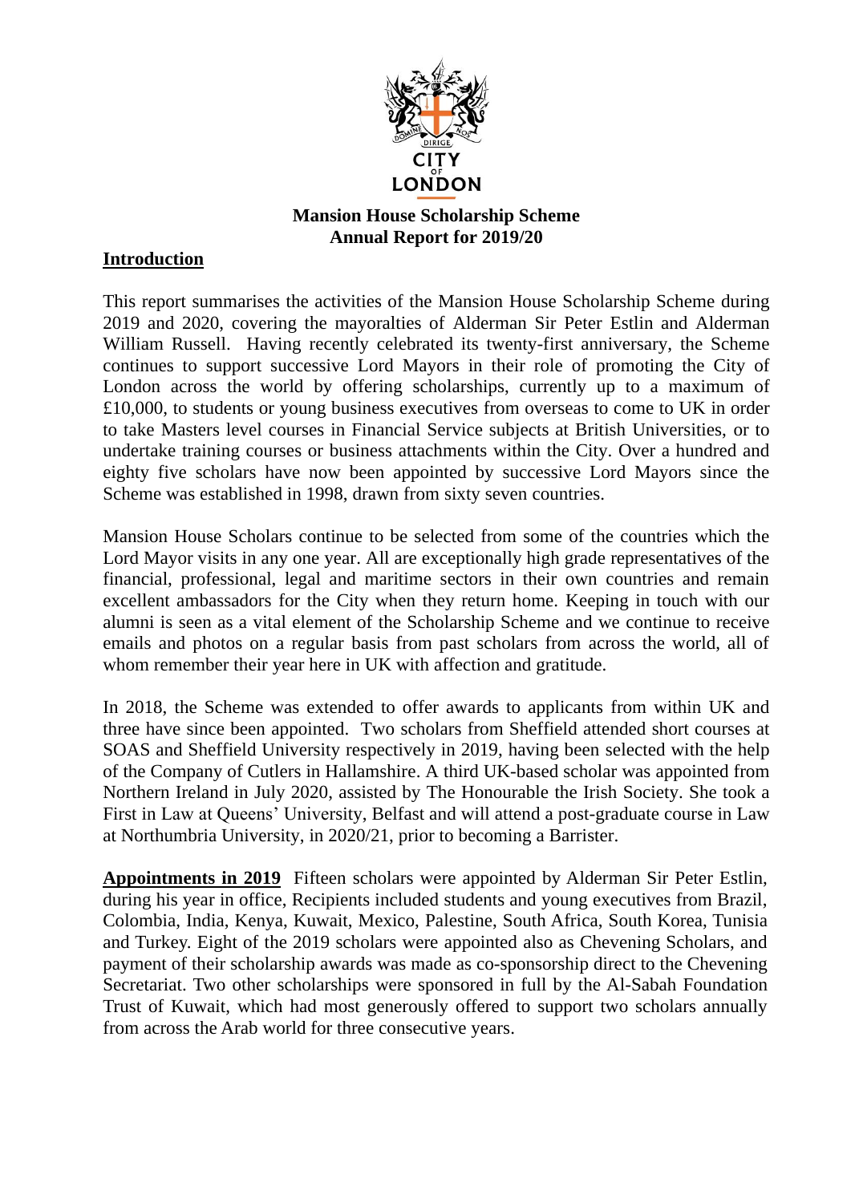CITY OF LONDON

# Mansion House Scholarship Scheme
## Annual Report for 2019/20

**Introduction**

This report summarises the activities of the Mansion House Scholarship Scheme during 2019 and 2020, covering the mayoralties of Alderman Sir Peter Estlin and Alderman William Russell. Having recently celebrated its twenty-first anniversary, the Scheme continues to support successive Lord Mayors in their role of promoting the City of London across the world by offering scholarships, currently up to a maximum of £10,000, to students or young business executives from overseas to come to UK in order to take Masters level courses in Financial Service subjects at British Universities, or to undertake training courses or business attachments within the City. Over a hundred and eighty five scholars have now been appointed by successive Lord Mayors since the Scheme was established in 1998, drawn from sixty seven countries.

Mansion House Scholars continue to be selected from some of the countries which the Lord Mayor visits in any one year. All are exceptionally high grade representatives of the financial, professional, legal and maritime sectors in their own countries and remain excellent ambassadors for the City when they return home. Keeping in touch with our alumni is seen as a vital element of the Scholarship Scheme and we continue to receive emails and photos on a regular basis from past scholars from across the world, all of whom remember their year here in UK with affection and gratitude.

In 2018, the Scheme was extended to offer awards to applicants from within UK and three have since been appointed. Two scholars from Sheffield attended short courses at SOAS and Sheffield University respectively in 2019, having been selected with the help of the Company of Cutlers in Hallamshire. A third UK-based scholar was appointed from Northern Ireland in July 2020, assisted by The Honourable the Irish Society. She took a First in Law at Queens' University, Belfast and will attend a post-graduate course in Law at Northumbria University, in 2020/21, prior to becoming a Barrister.

**Appointments in 2019** Fifteen scholars were appointed by Alderman Sir Peter Estlin, during his year in office, Recipients included students and young executives from Brazil, Colombia, India, Kenya, Kuwait, Mexico, Palestine, South Africa, South Korea, Tunisia and Turkey. Eight of the 2019 scholars were appointed also as Chevening Scholars, and payment of their scholarship awards was made as co-sponsorship direct to the Chevening Secretariat. Two other scholarships were sponsored in full by the Al-Sabah Foundation Trust of Kuwait, which had most generously offered to support two scholars annually from across the Arab world for three consecutive years.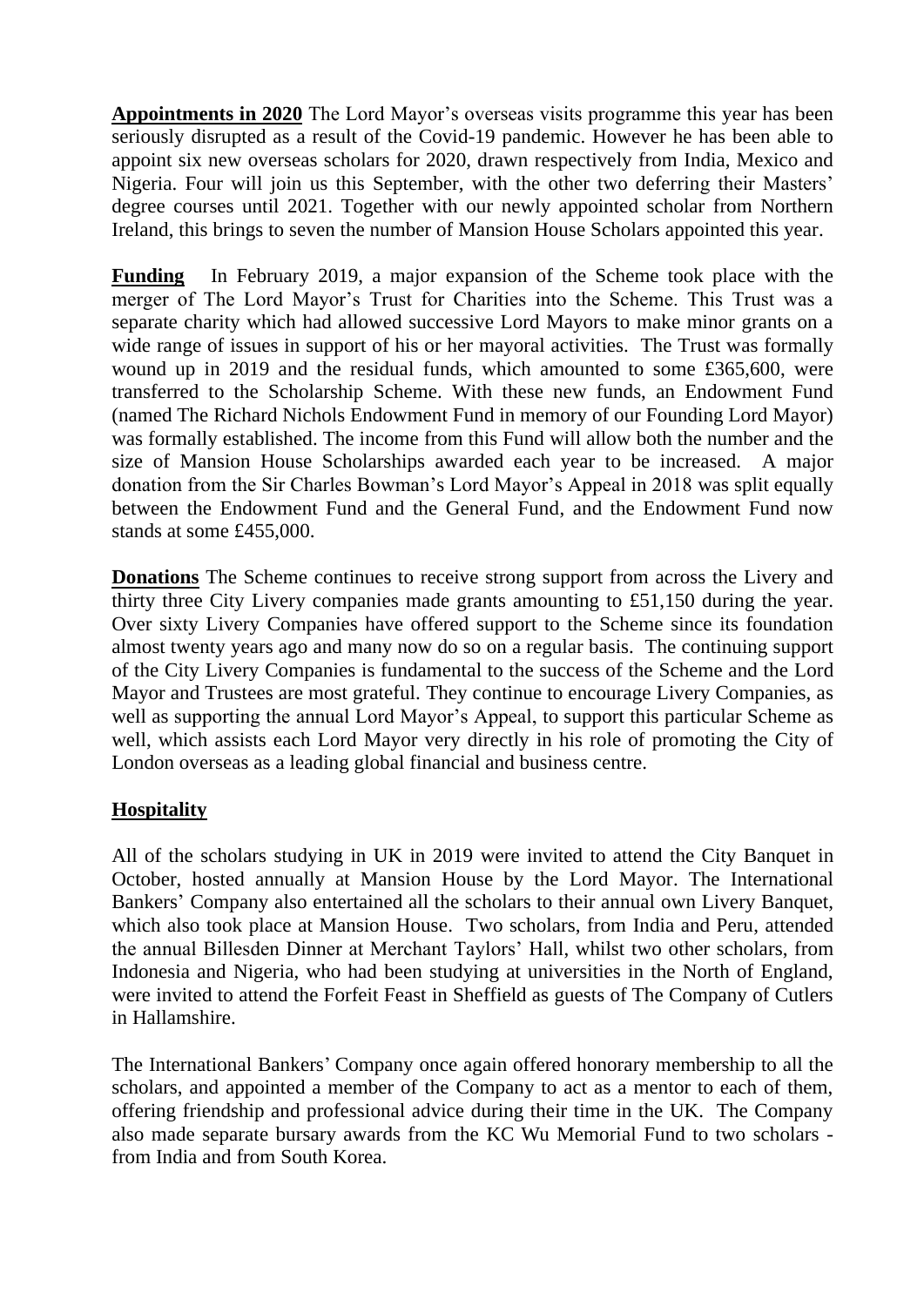**Appointments in 2020** The Lord Mayor's overseas visits programme this year has been seriously disrupted as a result of the Covid-19 pandemic. However he has been able to appoint six new overseas scholars for 2020, drawn respectively from India, Mexico and Nigeria. Four will join us this September, with the other two deferring their Masters' degree courses until 2021. Together with our newly appointed scholar from Northern Ireland, this brings to seven the number of Mansion House Scholars appointed this year.

**Funding** In February 2019, a major expansion of the Scheme took place with the merger of The Lord Mayor's Trust for Charities into the Scheme. This Trust was a separate charity which had allowed successive Lord Mayors to make minor grants on a wide range of issues in support of his or her mayoral activities. The Trust was formally wound up in 2019 and the residual funds, which amounted to some £365,600, were transferred to the Scholarship Scheme. With these new funds, an Endowment Fund (named The Richard Nichols Endowment Fund in memory of our Founding Lord Mayor) was formally established. The income from this Fund will allow both the number and the size of Mansion House Scholarships awarded each year to be increased. A major donation from the Sir Charles Bowman's Lord Mayor's Appeal in 2018 was split equally between the Endowment Fund and the General Fund, and the Endowment Fund now stands at some £455,000.

**Donations** The Scheme continues to receive strong support from across the Livery and thirty three City Livery companies made grants amounting to £51,150 during the year. Over sixty Livery Companies have offered support to the Scheme since its foundation almost twenty years ago and many now do so on a regular basis. The continuing support of the City Livery Companies is fundamental to the success of the Scheme and the Lord Mayor and Trustees are most grateful. They continue to encourage Livery Companies, as well as supporting the annual Lord Mayor's Appeal, to support this particular Scheme as well, which assists each Lord Mayor very directly in his role of promoting the City of London overseas as a leading global financial and business centre.

**Hospitality**

All of the scholars studying in UK in 2019 were invited to attend the City Banquet in October, hosted annually at Mansion House by the Lord Mayor. The International Bankers' Company also entertained all the scholars to their annual own Livery Banquet, which also took place at Mansion House. Two scholars, from India and Peru, attended the annual Billesden Dinner at Merchant Taylors' Hall, whilst two other scholars, from Indonesia and Nigeria, who had been studying at universities in the North of England, were invited to attend the Forfeit Feast in Sheffield as guests of The Company of Cutlers in Hallamshire.

The International Bankers' Company once again offered honorary membership to all the scholars, and appointed a member of the Company to act as a mentor to each of them, offering friendship and professional advice during their time in the UK. The Company also made separate bursary awards from the KC Wu Memorial Fund to two scholars - from India and from South Korea.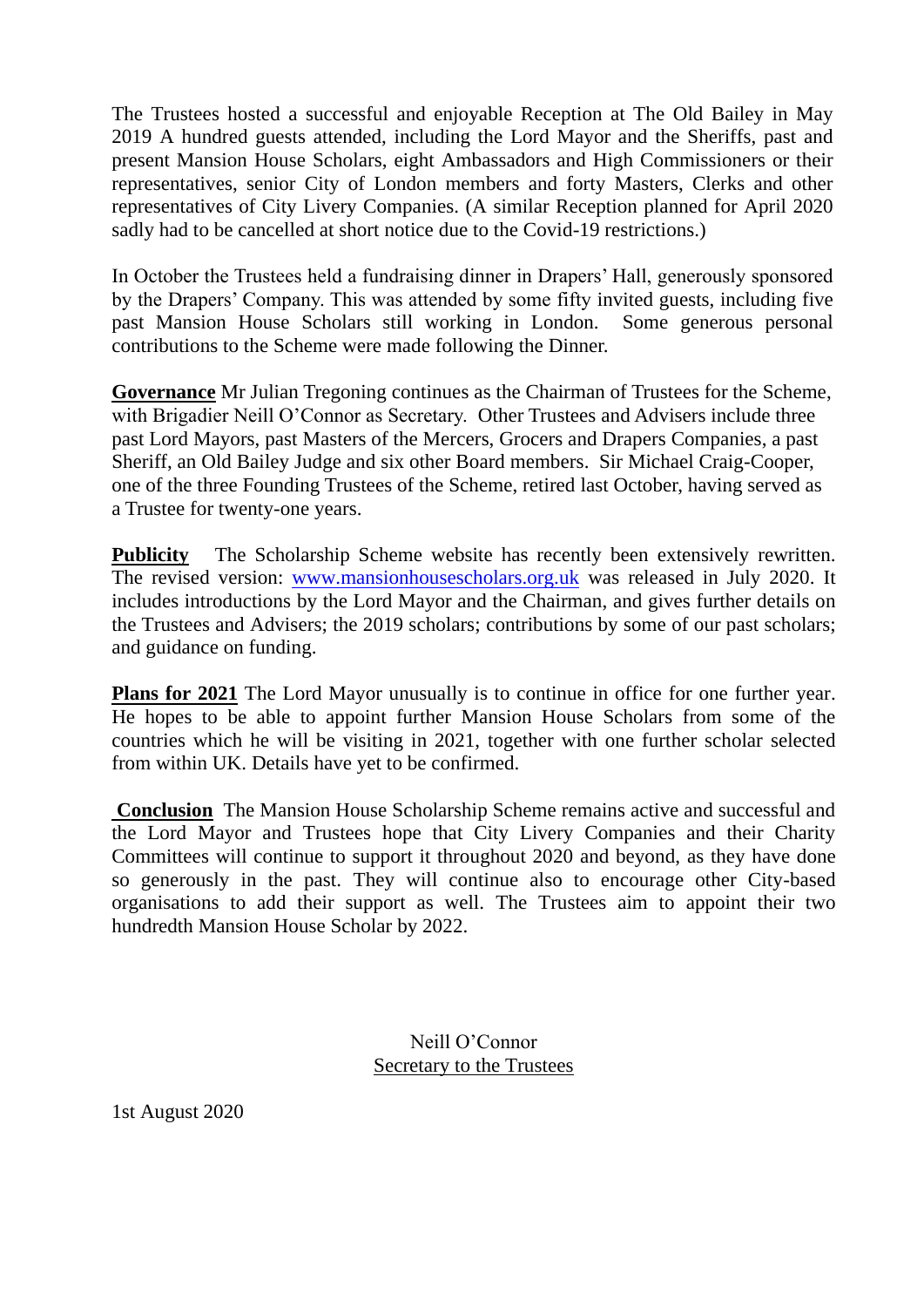The Trustees hosted a successful and enjoyable Reception at The Old Bailey in May 2019 A hundred guests attended, including the Lord Mayor and the Sheriffs, past and present Mansion House Scholars, eight Ambassadors and High Commissioners or their representatives, senior City of London members and forty Masters, Clerks and other representatives of City Livery Companies. (A similar Reception planned for April 2020 sadly had to be cancelled at short notice due to the Covid-19 restrictions.)

In October the Trustees held a fundraising dinner in Drapers' Hall, generously sponsored by the Drapers' Company. This was attended by some fifty invited guests, including five past Mansion House Scholars still working in London. Some generous personal contributions to the Scheme were made following the Dinner.

**Governance** Mr Julian Tregoning continues as the Chairman of Trustees for the Scheme, with Brigadier Neill O'Connor as Secretary. Other Trustees and Advisers include three past Lord Mayors, past Masters of the Mercers, Grocers and Drapers Companies, a past Sheriff, an Old Bailey Judge and six other Board members. Sir Michael Craig-Cooper, one of the three Founding Trustees of the Scheme, retired last October, having served as a Trustee for twenty-one years.

**Publicity** The Scholarship Scheme website has recently been extensively rewritten. The revised version: [www.mansionhousescholars.org.uk](http://www.mansionhousescholars.org.uk) was released in July 2020. It includes introductions by the Lord Mayor and the Chairman, and gives further details on the Trustees and Advisers; the 2019 scholars; contributions by some of our past scholars; and guidance on funding.

**Plans for 2021** The Lord Mayor unusually is to continue in office for one further year. He hopes to be able to appoint further Mansion House Scholars from some of the countries which he will be visiting in 2021, together with one further scholar selected from within UK. Details have yet to be confirmed.

**Conclusion** The Mansion House Scholarship Scheme remains active and successful and the Lord Mayor and Trustees hope that City Livery Companies and their Charity Committees will continue to support it throughout 2020 and beyond, as they have done so generously in the past. They will continue also to encourage other City-based organisations to add their support as well. The Trustees aim to appoint their two hundredth Mansion House Scholar by 2022.

Neill O'Connor
Secretary to the Trustees

1st August 2020